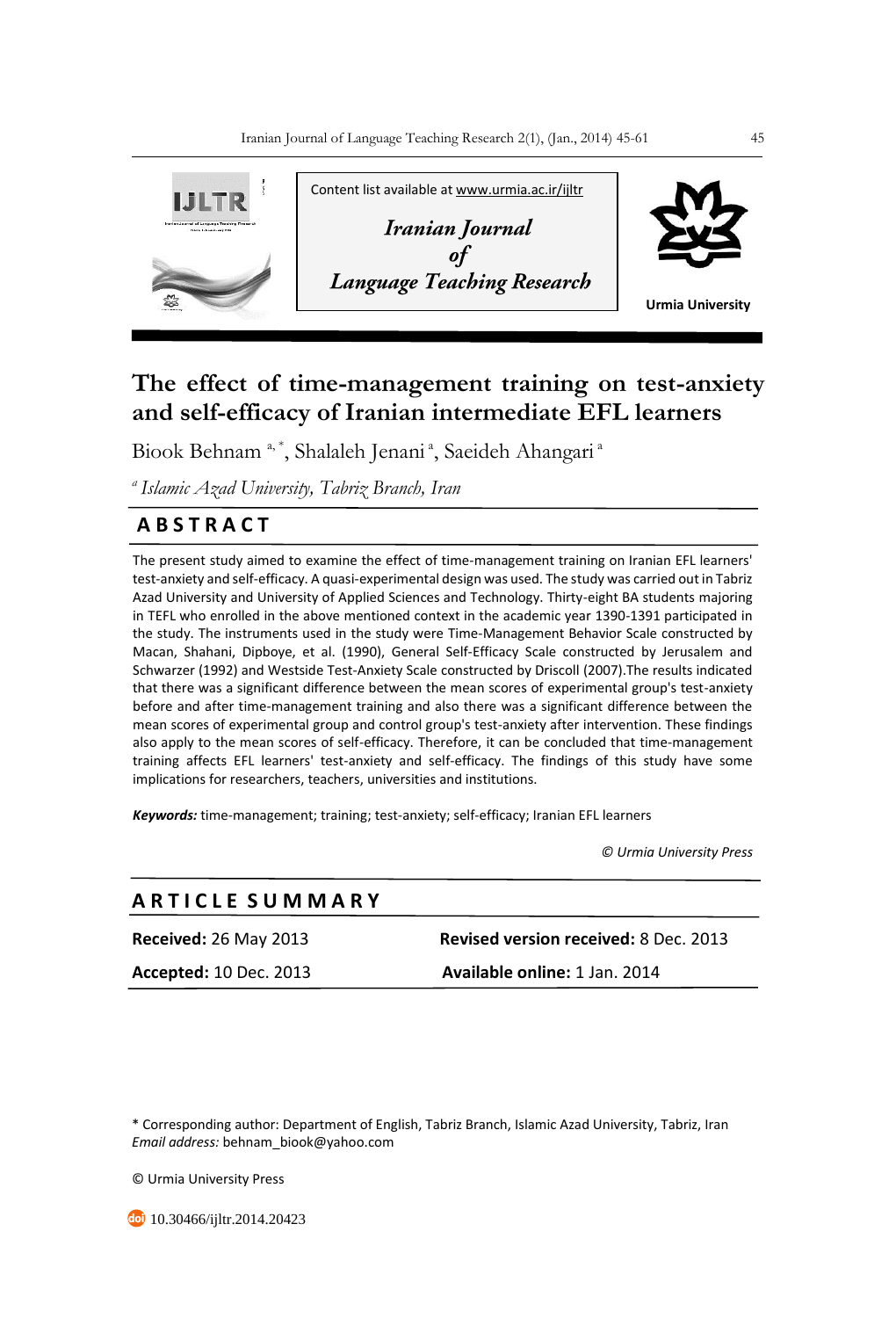Content list available at www.urmia.ac.ir/ijltr

*Iranian Journal of Language Teaching Research*

Urmia University

# The effect of time-management training on test-anxiety and self-efficacy of Iranian intermediate EFL learners

Biook Behnam [a, *], Shalaleh Jenani [a], Saeideh Ahangari [a]

[a] *Islamic Azad University, Tabriz Branch, Iran*

## ABSTRACT

The present study aimed to examine the effect of time-management training on Iranian EFL learners' test-anxiety and self-efficacy. A quasi-experimental design was used. The study was carried out in Tabriz Azad University and University of Applied Sciences and Technology. Thirty-eight BA students majoring in TEFL who enrolled in the above mentioned context in the academic year 1390-1391 participated in the study. The instruments used in the study were Time-Management Behavior Scale constructed by Macan, Shahani, Dipboye, et al. (1990), General Self-Efficacy Scale constructed by Jerusalem and Schwarzer (1992) and Westside Test-Anxiety Scale constructed by Driscoll (2007).The results indicated that there was a significant difference between the mean scores of experimental group's test-anxiety before and after time-management training and also there was a significant difference between the mean scores of experimental group and control group's test-anxiety after intervention. These findings also apply to the mean scores of self-efficacy. Therefore, it can be concluded that time-management training affects EFL learners' test-anxiety and self-efficacy. The findings of this study have some implications for researchers, teachers, universities and institutions.

***Keywords:*** time-management; training; test-anxiety; self-efficacy; Iranian EFL learners

*© Urmia University Press*

## ARTICLE SUMMARY

**Received:** 26 May 2013 **Revised version received:** 8 Dec. 2013

**Accepted:** 10 Dec. 2013 **Available online:** 1 Jan. 2014

\* Corresponding author: Department of English, Tabriz Branch, Islamic Azad University, Tabriz, Iran
*Email address:* behnam_biook@yahoo.com

© Urmia University Press

10.30466/ijltr.2014.20423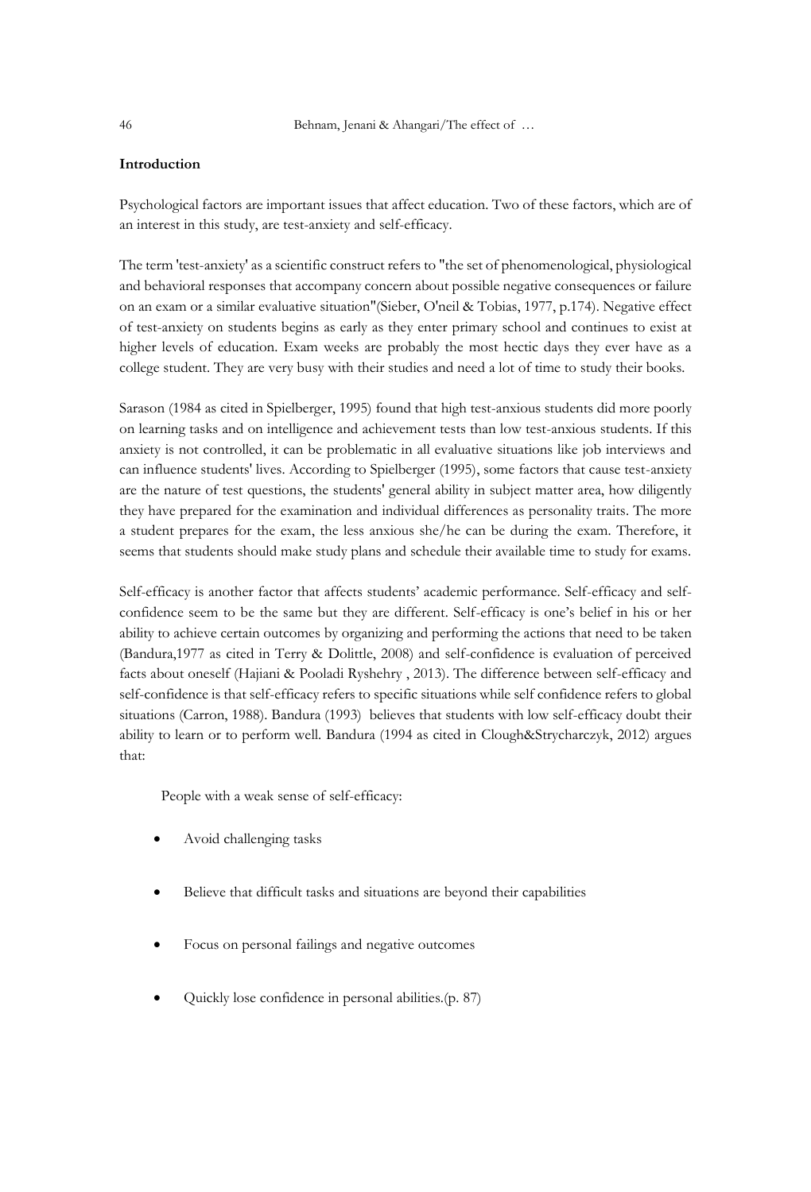## Introduction

Psychological factors are important issues that affect education. Two of these factors, which are of an interest in this study, are test-anxiety and self-efficacy.

The term 'test-anxiety' as a scientific construct refers to "the set of phenomenological, physiological and behavioral responses that accompany concern about possible negative consequences or failure on an exam or a similar evaluative situation"(Sieber, O'neil & Tobias, 1977, p.174). Negative effect of test-anxiety on students begins as early as they enter primary school and continues to exist at higher levels of education. Exam weeks are probably the most hectic days they ever have as a college student. They are very busy with their studies and need a lot of time to study their books.

Sarason (1984 as cited in Spielberger, 1995) found that high test-anxious students did more poorly on learning tasks and on intelligence and achievement tests than low test-anxious students. If this anxiety is not controlled, it can be problematic in all evaluative situations like job interviews and can influence students' lives. According to Spielberger (1995), some factors that cause test-anxiety are the nature of test questions, the students' general ability in subject matter area, how diligently they have prepared for the examination and individual differences as personality traits. The more a student prepares for the exam, the less anxious she/he can be during the exam. Therefore, it seems that students should make study plans and schedule their available time to study for exams.

Self-efficacy is another factor that affects students' academic performance. Self-efficacy and self-confidence seem to be the same but they are different. Self-efficacy is one's belief in his or her ability to achieve certain outcomes by organizing and performing the actions that need to be taken (Bandura,1977 as cited in Terry & Dolittle, 2008) and self-confidence is evaluation of perceived facts about oneself (Hajiani & Pooladi Ryshehry , 2013). The difference between self-efficacy and self-confidence is that self-efficacy refers to specific situations while self confidence refers to global situations (Carron, 1988). Bandura (1993) believes that students with low self-efficacy doubt their ability to learn or to perform well. Bandura (1994 as cited in Clough&Strycharczyk, 2012) argues that:

People with a weak sense of self-efficacy:

- Avoid challenging tasks
- Believe that difficult tasks and situations are beyond their capabilities
- Focus on personal failings and negative outcomes
- Quickly lose confidence in personal abilities.(p. 87)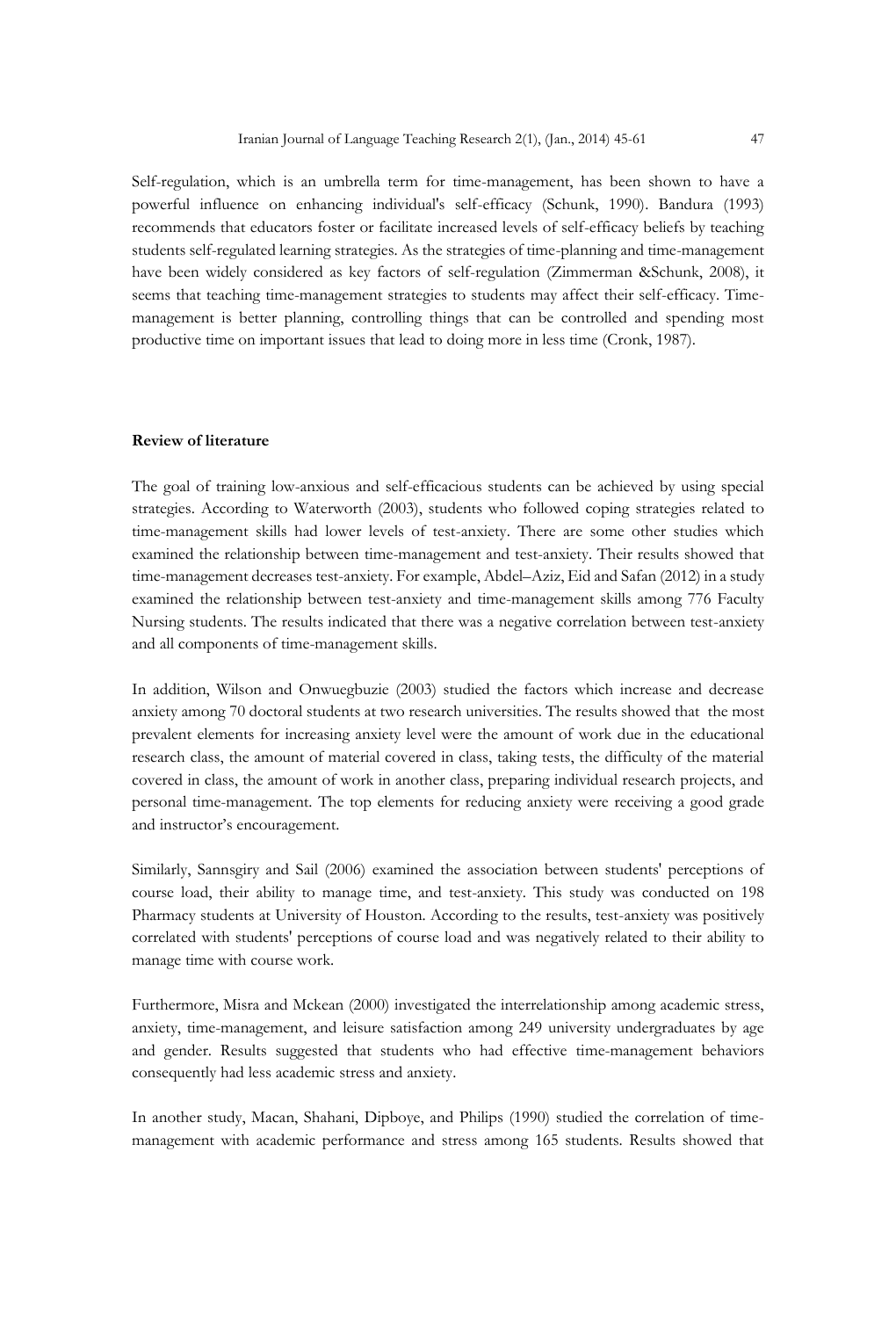Self-regulation, which is an umbrella term for time-management, has been shown to have a powerful influence on enhancing individual's self-efficacy (Schunk, 1990). Bandura (1993) recommends that educators foster or facilitate increased levels of self-efficacy beliefs by teaching students self-regulated learning strategies. As the strategies of time-planning and time-management have been widely considered as key factors of self-regulation (Zimmerman &Schunk, 2008), it seems that teaching time-management strategies to students may affect their self-efficacy. Time-management is better planning, controlling things that can be controlled and spending most productive time on important issues that lead to doing more in less time (Cronk, 1987).

**Review of literature**

The goal of training low-anxious and self-efficacious students can be achieved by using special strategies. According to Waterworth (2003), students who followed coping strategies related to time-management skills had lower levels of test-anxiety. There are some other studies which examined the relationship between time-management and test-anxiety. Their results showed that time-management decreases test-anxiety. For example, Abdel–Aziz, Eid and Safan (2012) in a study examined the relationship between test-anxiety and time-management skills among 776 Faculty Nursing students. The results indicated that there was a negative correlation between test-anxiety and all components of time-management skills.

In addition, Wilson and Onwuegbuzie (2003) studied the factors which increase and decrease anxiety among 70 doctoral students at two research universities. The results showed that the most prevalent elements for increasing anxiety level were the amount of work due in the educational research class, the amount of material covered in class, taking tests, the difficulty of the material covered in class, the amount of work in another class, preparing individual research projects, and personal time-management. The top elements for reducing anxiety were receiving a good grade and instructor's encouragement.

Similarly, Sannsgiry and Sail (2006) examined the association between students' perceptions of course load, their ability to manage time, and test-anxiety. This study was conducted on 198 Pharmacy students at University of Houston. According to the results, test-anxiety was positively correlated with students' perceptions of course load and was negatively related to their ability to manage time with course work.

Furthermore, Misra and Mckean (2000) investigated the interrelationship among academic stress, anxiety, time-management, and leisure satisfaction among 249 university undergraduates by age and gender. Results suggested that students who had effective time-management behaviors consequently had less academic stress and anxiety.

In another study, Macan, Shahani, Dipboye, and Philips (1990) studied the correlation of time-management with academic performance and stress among 165 students. Results showed that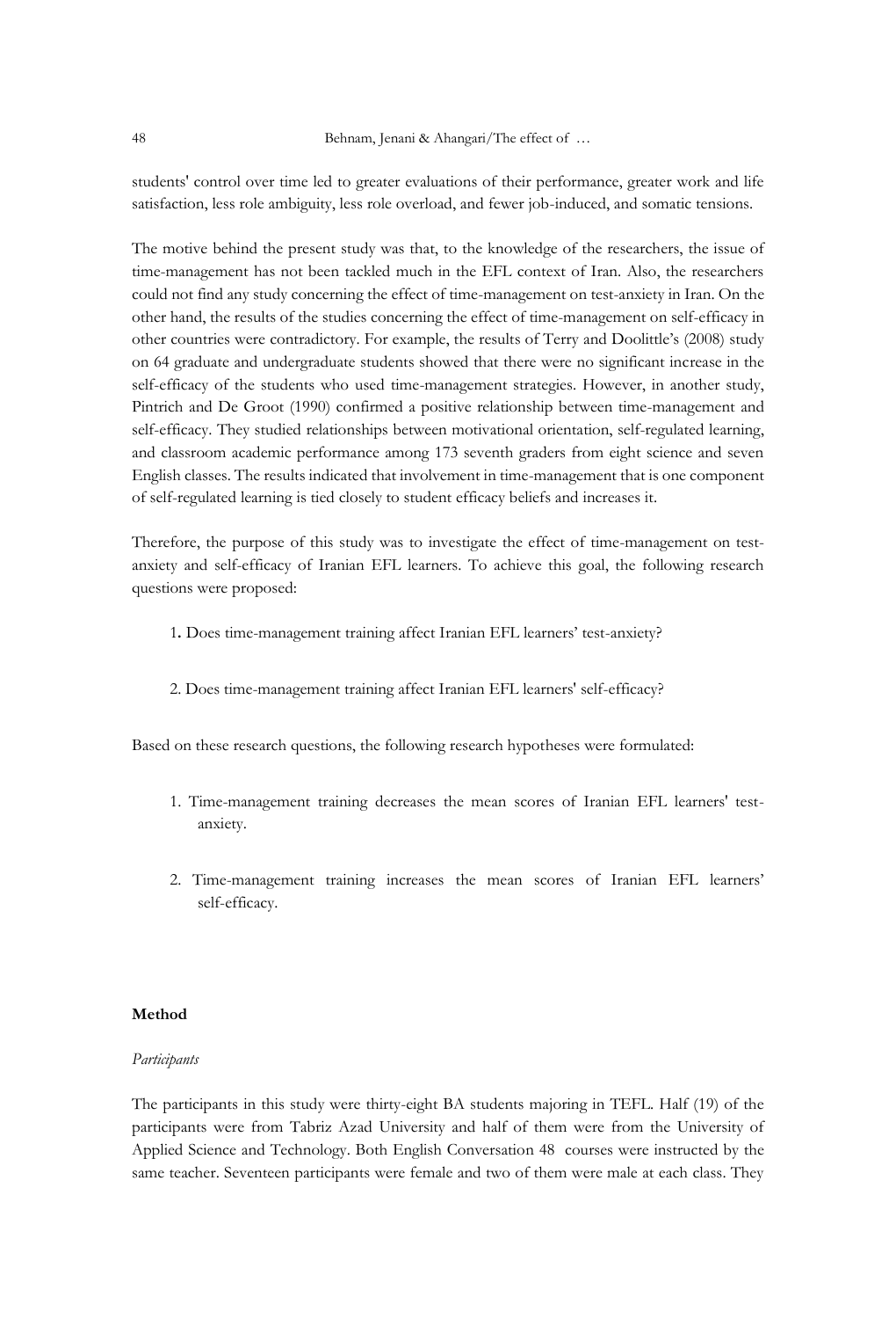students' control over time led to greater evaluations of their performance, greater work and life satisfaction, less role ambiguity, less role overload, and fewer job-induced, and somatic tensions.

The motive behind the present study was that, to the knowledge of the researchers, the issue of time-management has not been tackled much in the EFL context of Iran. Also, the researchers could not find any study concerning the effect of time-management on test-anxiety in Iran. On the other hand, the results of the studies concerning the effect of time-management on self-efficacy in other countries were contradictory. For example, the results of Terry and Doolittle's (2008) study on 64 graduate and undergraduate students showed that there were no significant increase in the self-efficacy of the students who used time-management strategies. However, in another study, Pintrich and De Groot (1990) confirmed a positive relationship between time-management and self-efficacy. They studied relationships between motivational orientation, self-regulated learning, and classroom academic performance among 173 seventh graders from eight science and seven English classes. The results indicated that involvement in time-management that is one component of self-regulated learning is tied closely to student efficacy beliefs and increases it.

Therefore, the purpose of this study was to investigate the effect of time-management on test-anxiety and self-efficacy of Iranian EFL learners. To achieve this goal, the following research questions were proposed:

1. Does time-management training affect Iranian EFL learners' test-anxiety?

2. Does time-management training affect Iranian EFL learners' self-efficacy?

Based on these research questions, the following research hypotheses were formulated:

1. Time-management training decreases the mean scores of Iranian EFL learners' test-anxiety.

2. Time-management training increases the mean scores of Iranian EFL learners' self-efficacy.

**Method**

*Participants*

The participants in this study were thirty-eight BA students majoring in TEFL. Half (19) of the participants were from Tabriz Azad University and half of them were from the University of Applied Science and Technology. Both English Conversation 48 courses were instructed by the same teacher. Seventeen participants were female and two of them were male at each class. They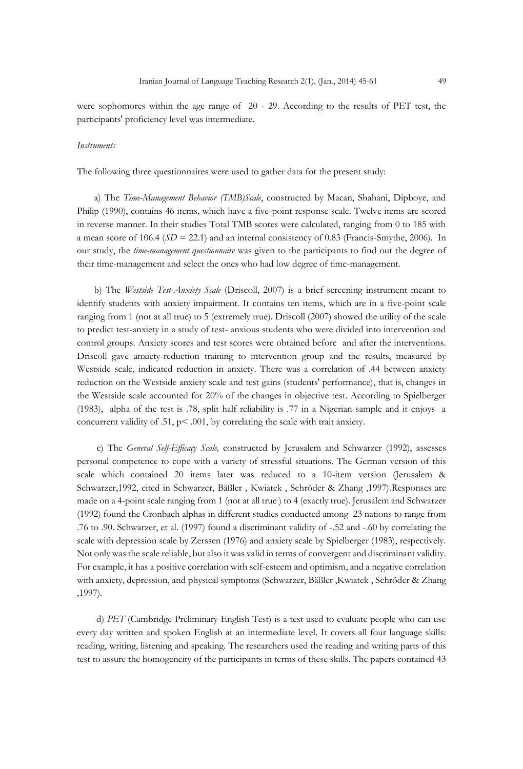were sophomores within the age range of  20 - 29. According to the results of PET test, the participants' proficiency level was intermediate.

*Instruments*

The following three questionnaires were used to gather data for the present study:

a) The *Time-Management Behavior (TMB)Scale*, constructed by Macan, Shahani, Dipboye, and Philip (1990), contains 46 items, which have a five-point response scale. Twelve items are scored in reverse manner. In their studies Total TMB scores were calculated, ranging from 0 to 185 with a mean score of 106.4 (*SD* = 22.1) and an internal consistency of 0.83 (Francis-Smythe, 2006).  In our study, the *time-management questionnaire* was given to the participants to find out the degree of their time-management and select the ones who had low degree of time-management.

b) The *Westside Test-Anxiety Scale* (Driscoll, 2007) is a brief screening instrument meant to identify students with anxiety impairment. It contains ten items, which are in a five-point scale ranging from 1 (not at all true) to 5 (extremely true). Driscoll (2007) showed the utility of the scale to predict test-anxiety in a study of test- anxious students who were divided into intervention and control groups. Anxiety scores and test scores were obtained before  and after the interventions. Driscoll gave anxiety-reduction training to intervention group and the results, measured by Westside scale, indicated reduction in anxiety. There was a correlation of .44 between anxiety reduction on the Westside anxiety scale and test gains (students' performance), that is, changes in the Westside scale accounted for 20% of the changes in objective test. According to Spielberger (1983),  alpha of the test is .78, split half reliability is .77 in a Nigerian sample and it enjoys  a concurrent validity of .51, $p < .001$, by correlating the scale with trait anxiety.

c) The *General Self-Efficacy Scale,* constructed by Jerusalem and Schwarzer (1992), assesses personal competence to cope with a variety of stressful situations. The German version of this scale which contained 20 items later was reduced to a 10-item version (Jerusalem & Schwarzer,1992, cited in Schwarzer, Bäßler , Kwiatek , Schröder & Zhang ,1997).Responses are made on a 4-point scale ranging from 1 (not at all true ) to 4 (exactly true). Jerusalem and Schwarzer (1992) found the Cronbach alphas in different studies conducted among  23 nations to range from .76 to .90. Schwarzer, et al. (1997) found a discriminant validity of -.52 and -.60 by correlating the scale with depression scale by Zerssen (1976) and anxiety scale by Spielberger (1983), respectively. Not only was the scale reliable, but also it was valid in terms of convergent and discriminant validity. For example, it has a positive correlation with self-esteem and optimism, and a negative correlation with anxiety, depression, and physical symptoms (Schwarzer, Bäßler ,Kwiatek , Schröder & Zhang ,1997).

d) *PET* (Cambridge Preliminary English Test) is a test used to evaluate people who can use every day written and spoken English at an intermediate level. It covers all four language skills: reading, writing, listening and speaking. The researchers used the reading and writing parts of this test to assure the homogeneity of the participants in terms of these skills. The papers contained 43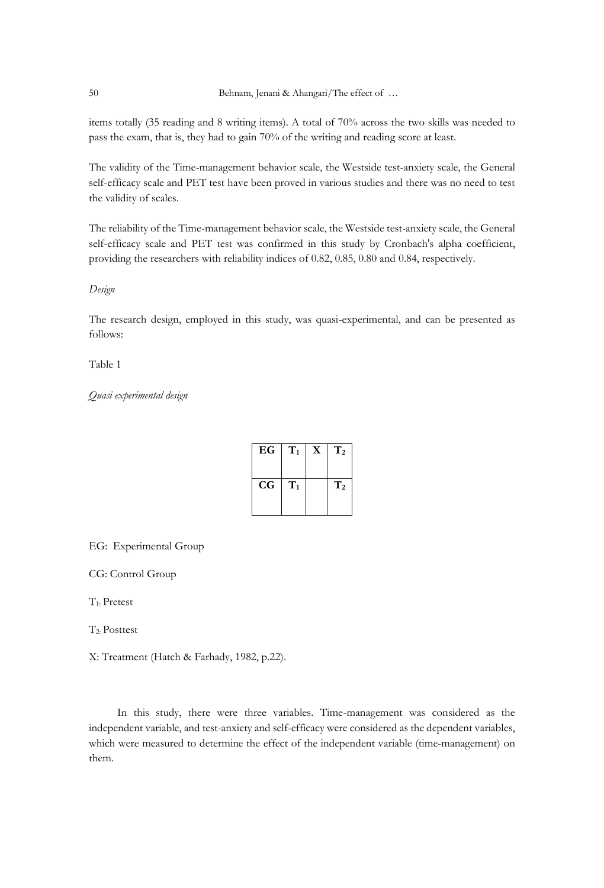items totally (35 reading and 8 writing items). A total of 70% across the two skills was needed to pass the exam, that is, they had to gain 70% of the writing and reading score at least.

The validity of the Time-management behavior scale, the Westside test-anxiety scale, the General self-efficacy scale and PET test have been proved in various studies and there was no need to test the validity of scales.

The reliability of the Time-management behavior scale, the Westside test-anxiety scale, the General self-efficacy scale and PET test was confirmed in this study by Cronbach's alpha coefficient, providing the researchers with reliability indices of 0.82, 0.85, 0.80 and 0.84, respectively.

*Design*

The research design, employed in this study, was quasi-experimental, and can be presented as follows:

Table 1

*Quasi experimental design*

| **EG** | $T_1$ | **X** | $T_2$ |
|---|---|---|---|
| **CG** | $T_1$ | | $T_2$ |

EG: Experimental Group

CG: Control Group

$T_1$: Pretest

$T_2$: Posttest

X: Treatment (Hatch & Farhady, 1982, p.22).

In this study, there were three variables. Time-management was considered as the independent variable, and test-anxiety and self-efficacy were considered as the dependent variables, which were measured to determine the effect of the independent variable (time-management) on them.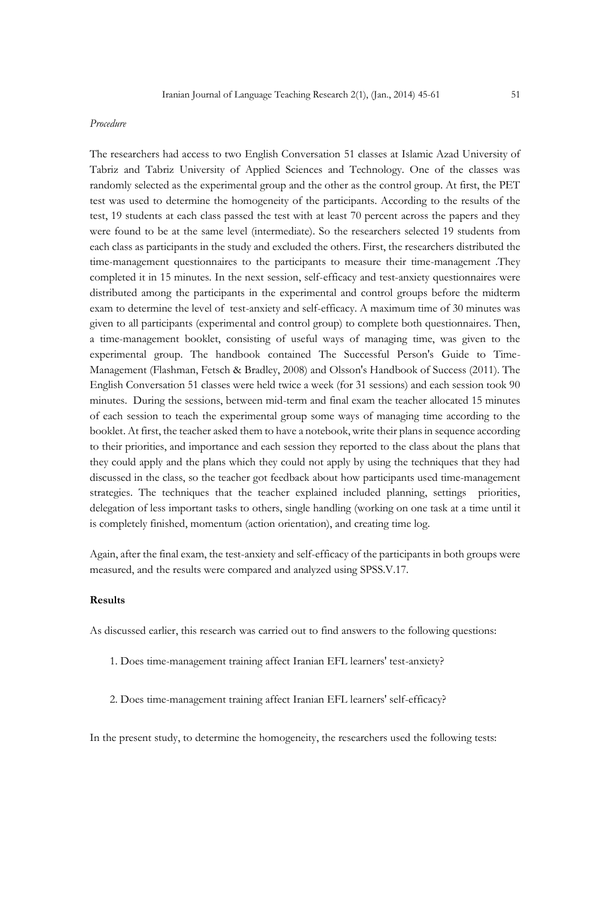*Procedure*

The researchers had access to two English Conversation 51 classes at Islamic Azad University of Tabriz and Tabriz University of Applied Sciences and Technology. One of the classes was randomly selected as the experimental group and the other as the control group. At first, the PET test was used to determine the homogeneity of the participants. According to the results of the test, 19 students at each class passed the test with at least 70 percent across the papers and they were found to be at the same level (intermediate). So the researchers selected 19 students from each class as participants in the study and excluded the others. First, the researchers distributed the time-management questionnaires to the participants to measure their time-management .They completed it in 15 minutes. In the next session, self-efficacy and test-anxiety questionnaires were distributed among the participants in the experimental and control groups before the midterm exam to determine the level of test-anxiety and self-efficacy. A maximum time of 30 minutes was given to all participants (experimental and control group) to complete both questionnaires. Then, a time-management booklet, consisting of useful ways of managing time, was given to the experimental group. The handbook contained The Successful Person's Guide to Time-Management (Flashman, Fetsch & Bradley, 2008) and Olsson's Handbook of Success (2011). The English Conversation 51 classes were held twice a week (for 31 sessions) and each session took 90 minutes. During the sessions, between mid-term and final exam the teacher allocated 15 minutes of each session to teach the experimental group some ways of managing time according to the booklet. At first, the teacher asked them to have a notebook, write their plans in sequence according to their priorities, and importance and each session they reported to the class about the plans that they could apply and the plans which they could not apply by using the techniques that they had discussed in the class, so the teacher got feedback about how participants used time-management strategies. The techniques that the teacher explained included planning, settings priorities, delegation of less important tasks to others, single handling (working on one task at a time until it is completely finished, momentum (action orientation), and creating time log.

Again, after the final exam, the test-anxiety and self-efficacy of the participants in both groups were measured, and the results were compared and analyzed using SPSS.V.17.

## Results

As discussed earlier, this research was carried out to find answers to the following questions:

1. Does time-management training affect Iranian EFL learners' test-anxiety?

2. Does time-management training affect Iranian EFL learners' self-efficacy?

In the present study, to determine the homogeneity, the researchers used the following tests: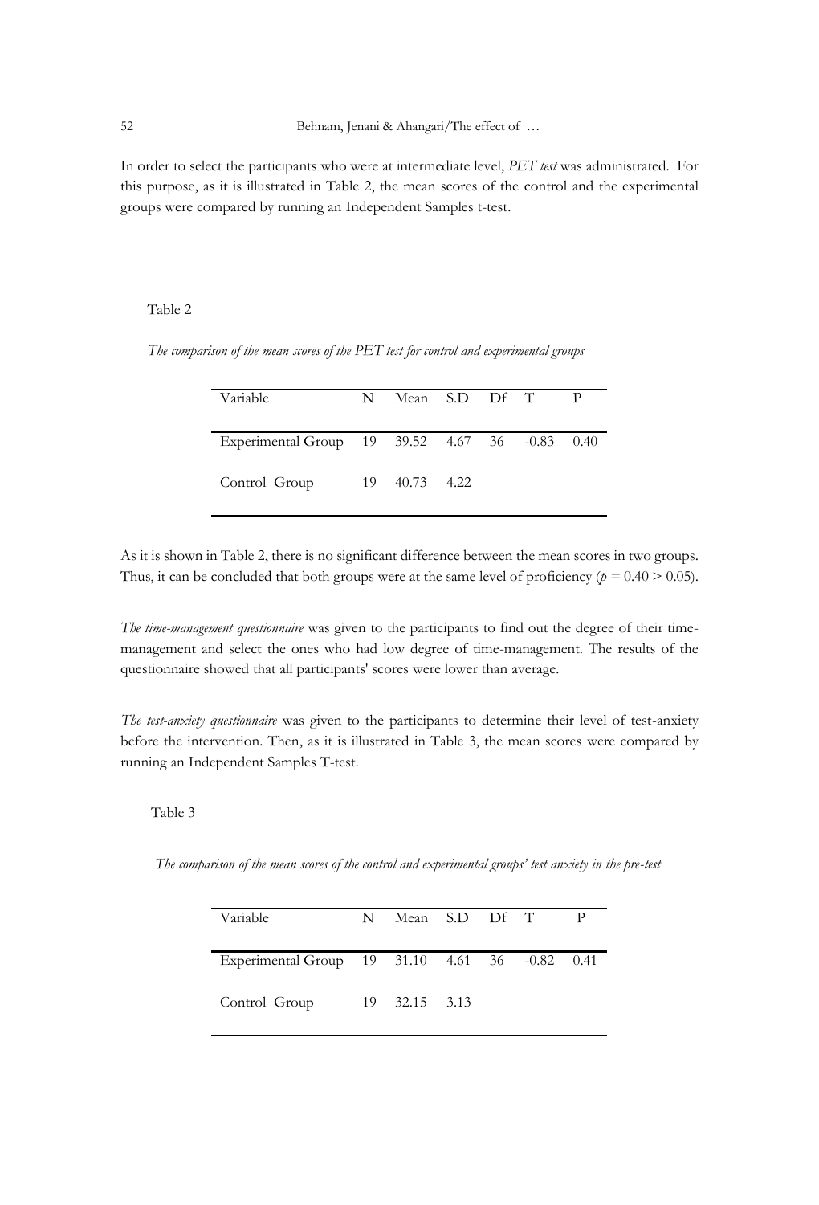In order to select the participants who were at intermediate level, *PET test* was administrated. For this purpose, as it is illustrated in Table 2, the mean scores of the control and the experimental groups were compared by running an Independent Samples t-test.

Table 2

*The comparison of the mean scores of the PET test for control and experimental groups*

| Variable | N | Mean | S.D | Df | T | P |
|---|---|---|---|---|---|---|
| Experimental Group | 19 | 39.52 | 4.67 | 36 | -0.83 | 0.40 |
| Control Group | 19 | 40.73 | 4.22 | | | |

As it is shown in Table 2, there is no significant difference between the mean scores in two groups. Thus, it can be concluded that both groups were at the same level of proficiency ($p$ = 0.40 > 0.05).

*The time-management questionnaire* was given to the participants to find out the degree of their time-management and select the ones who had low degree of time-management. The results of the questionnaire showed that all participants' scores were lower than average.

*The test-anxiety questionnaire* was given to the participants to determine their level of test-anxiety before the intervention. Then, as it is illustrated in Table 3, the mean scores were compared by running an Independent Samples T-test.

Table 3

*The comparison of the mean scores of the control and experimental groups' test anxiety in the pre-test*

| Variable | N | Mean | S.D | Df | T | P |
|---|---|---|---|---|---|---|
| Experimental Group | 19 | 31.10 | 4.61 | 36 | -0.82 | 0.41 |
| Control Group | 19 | 32.15 | 3.13 | | | |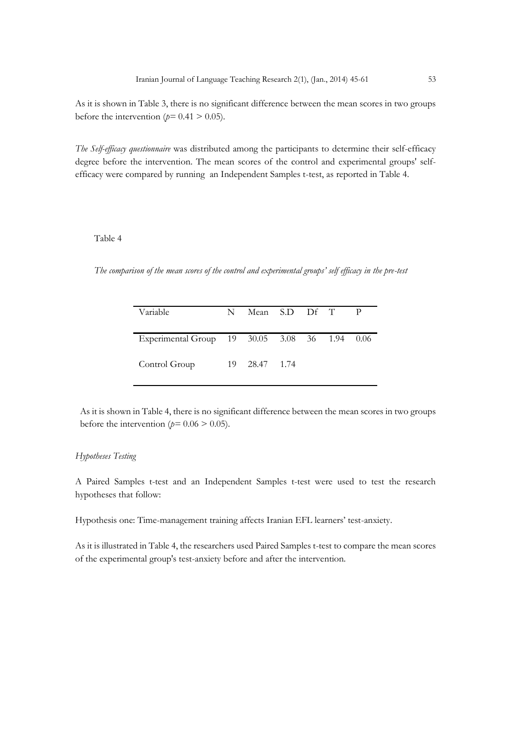As it is shown in Table 3, there is no significant difference between the mean scores in two groups before the intervention ($p = 0.41 > 0.05$).

*The Self-efficacy questionnaire* was distributed among the participants to determine their self-efficacy degree before the intervention. The mean scores of the control and experimental groups' self-efficacy were compared by running an Independent Samples t-test, as reported in Table 4.

Table 4

*The comparison of the mean scores of the control and experimental groups' self efficacy in the pre-test*

| Variable | N | Mean | S.D | Df | T | P |
|---|---|---|---|---|---|---|
| Experimental Group | 19 | 30.05 | 3.08 | 36 | 1.94 | 0.06 |
| Control Group | 19 | 28.47 | 1.74 | | | |

As it is shown in Table 4, there is no significant difference between the mean scores in two groups before the intervention ($p = 0.06 > 0.05$).

*Hypotheses Testing*

A Paired Samples t-test and an Independent Samples t-test were used to test the research hypotheses that follow:

Hypothesis one: Time-management training affects Iranian EFL learners' test-anxiety.

As it is illustrated in Table 4, the researchers used Paired Samples t-test to compare the mean scores of the experimental group's test-anxiety before and after the intervention.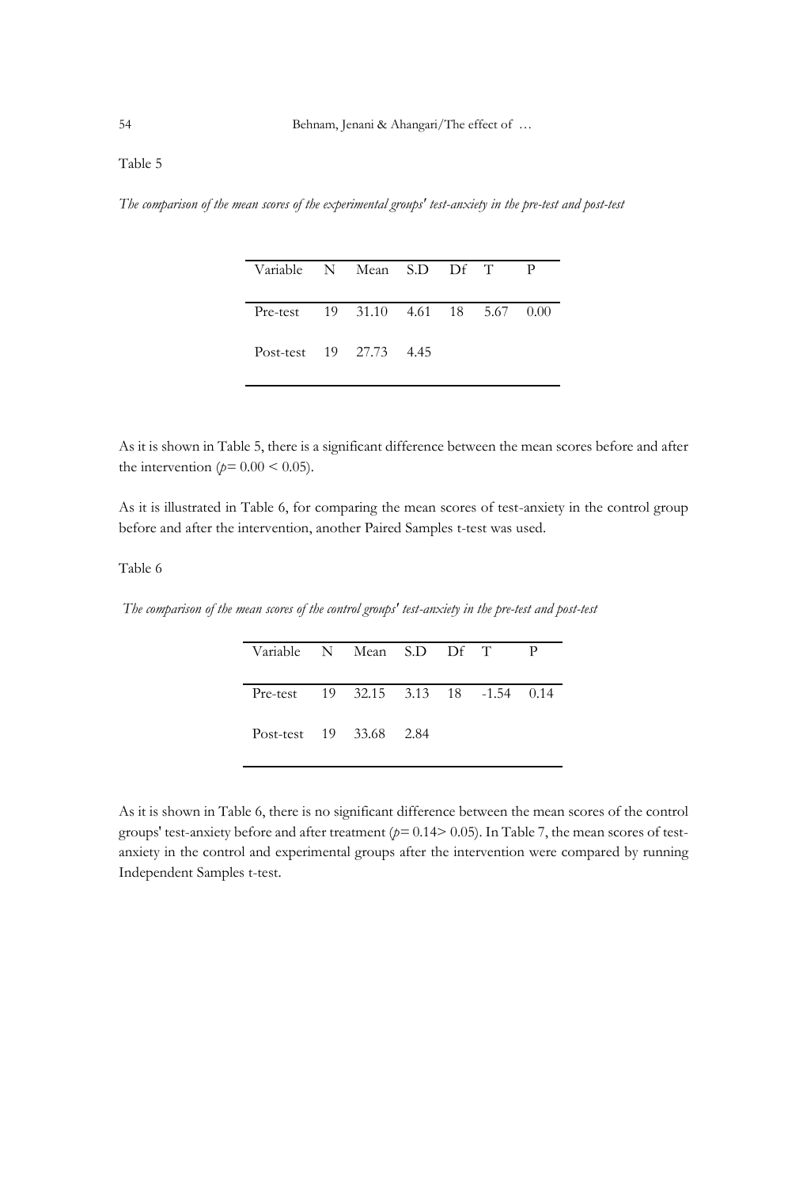Table 5

*The comparison of the mean scores of the experimental groups' test-anxiety in the pre-test and post-test*

| Variable | N | Mean | S.D | Df | T | P |
|---|---|---|---|---|---|---|
| Pre-test | 19 | 31.10 | 4.61 | 18 | 5.67 | 0.00 |
| Post-test | 19 | 27.73 | 4.45 | | | |

As it is shown in Table 5, there is a significant difference between the mean scores before and after the intervention ($p= 0.00 < 0.05$).

As it is illustrated in Table 6, for comparing the mean scores of test-anxiety in the control group before and after the intervention, another Paired Samples t-test was used.

Table 6

*The comparison of the mean scores of the control groups' test-anxiety in the pre-test and post-test*

| Variable | N | Mean | S.D | Df | T | P |
|---|---|---|---|---|---|---|
| Pre-test | 19 | 32.15 | 3.13 | 18 | -1.54 | 0.14 |
| Post-test | 19 | 33.68 | 2.84 | | | |

As it is shown in Table 6, there is no significant difference between the mean scores of the control groups' test-anxiety before and after treatment ($p= 0.14 > 0.05$). In Table 7, the mean scores of test-anxiety in the control and experimental groups after the intervention were compared by running Independent Samples t-test.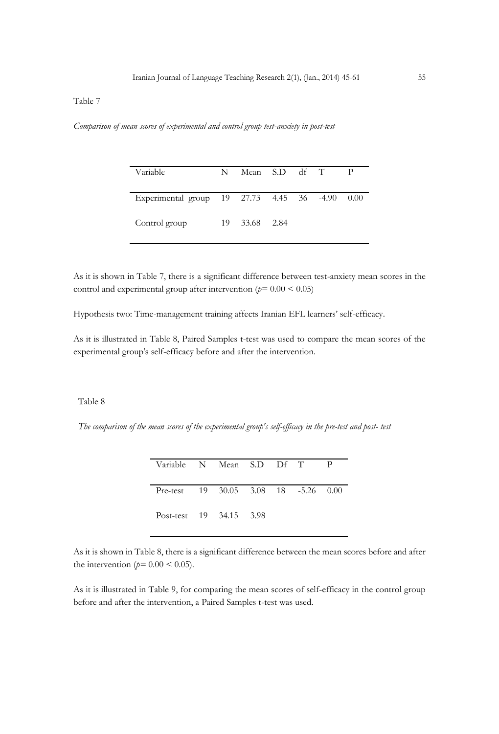Table 7

*Comparison of mean scores of experimental and control group test-anxiety in post-test*

| Variable | N | Mean | S.D | df | T | P |
|---|---|---|---|---|---|---|
| Experimental group | 19 | 27.73 | 4.45 | 36 | -4.90 | 0.00 |
| Control group | 19 | 33.68 | 2.84 | | | |

As it is shown in Table 7, there is a significant difference between test-anxiety mean scores in the control and experimental group after intervention ($p$= 0.00 < 0.05)

Hypothesis two: Time-management training affects Iranian EFL learners' self-efficacy.

As it is illustrated in Table 8, Paired Samples t-test was used to compare the mean scores of the experimental group's self-efficacy before and after the intervention.

Table 8

*The comparison of the mean scores of the experimental group's self-efficacy in the pre-test and post- test*

| Variable | N | Mean | S.D | Df | T | P |
|---|---|---|---|---|---|---|
| Pre-test | 19 | 30.05 | 3.08 | 18 | -5.26 | 0.00 |
| Post-test | 19 | 34.15 | 3.98 | | | |

As it is shown in Table 8, there is a significant difference between the mean scores before and after the intervention ($p$= 0.00 < 0.05).

As it is illustrated in Table 9, for comparing the mean scores of self-efficacy in the control group before and after the intervention, a Paired Samples t-test was used.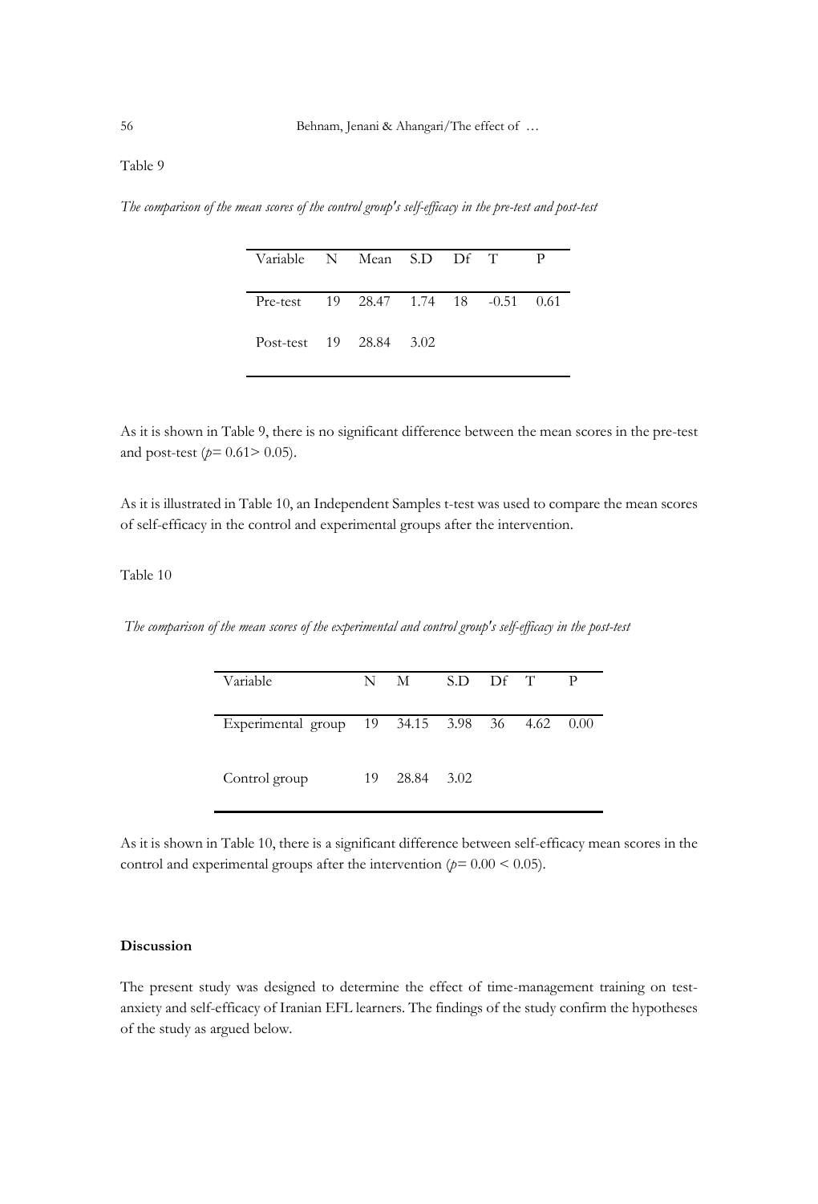Table 9

*The comparison of the mean scores of the control group's self-efficacy in the pre-test and post-test*

| Variable | N | Mean | S.D | Df | T | P |
|---|---|---|---|---|---|---|
| Pre-test | 19 | 28.47 | 1.74 | 18 | -0.51 | 0.61 |
| Post-test | 19 | 28.84 | 3.02 | | | |

As it is shown in Table 9, there is no significant difference between the mean scores in the pre-test and post-test ($p = 0.61 > 0.05$).

As it is illustrated in Table 10, an Independent Samples t-test was used to compare the mean scores of self-efficacy in the control and experimental groups after the intervention.

Table 10

*The comparison of the mean scores of the experimental and control group's self-efficacy in the post-test*

| Variable | N | M | S.D | Df | T | P |
|---|---|---|---|---|---|---|
| Experimental group | 19 | 34.15 | 3.98 | 36 | 4.62 | 0.00 |
| Control group | 19 | 28.84 | 3.02 | | | |

As it is shown in Table 10, there is a significant difference between self-efficacy mean scores in the control and experimental groups after the intervention ($p = 0.00 < 0.05$).

## Discussion

The present study was designed to determine the effect of time-management training on test-anxiety and self-efficacy of Iranian EFL learners. The findings of the study confirm the hypotheses of the study as argued below.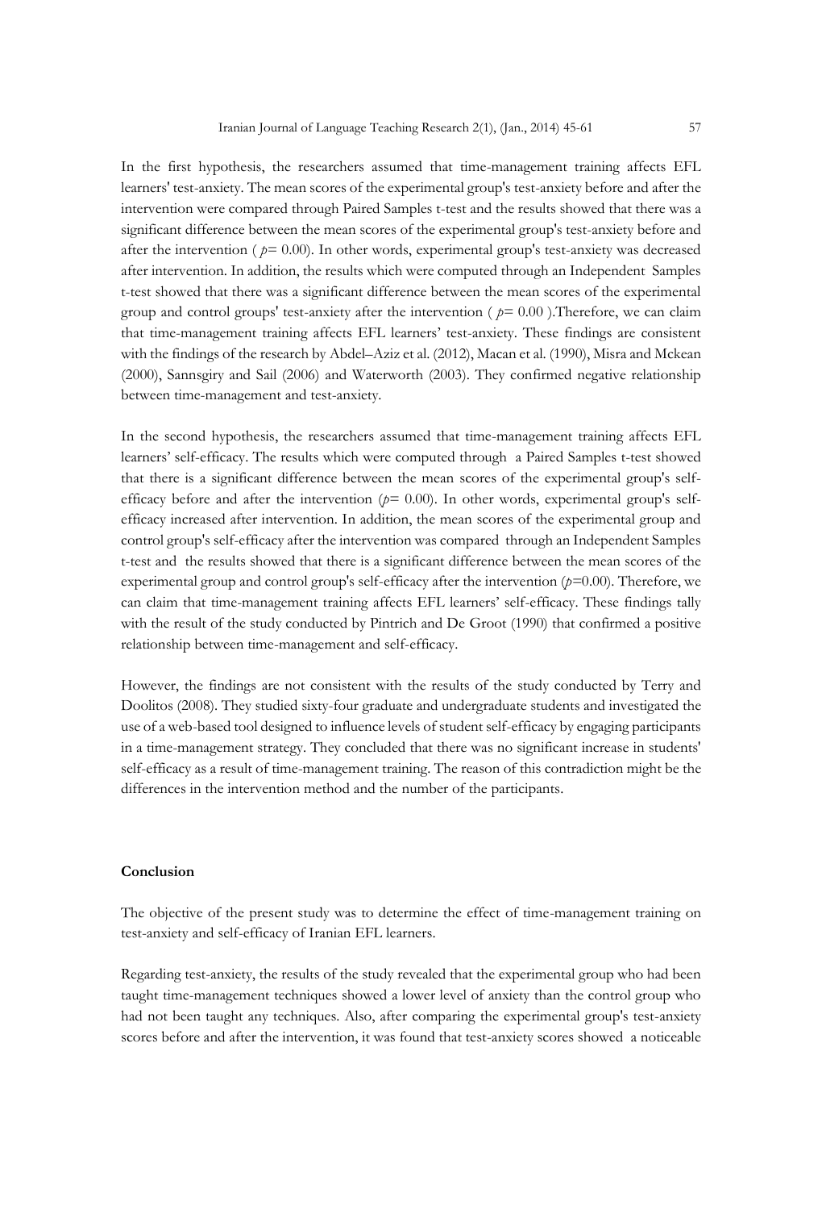In the first hypothesis, the researchers assumed that time-management training affects EFL learners' test-anxiety. The mean scores of the experimental group's test-anxiety before and after the intervention were compared through Paired Samples t-test and the results showed that there was a significant difference between the mean scores of the experimental group's test-anxiety before and after the intervention ( $p = 0.00$). In other words, experimental group's test-anxiety was decreased after intervention. In addition, the results which were computed through an Independent Samples t-test showed that there was a significant difference between the mean scores of the experimental group and control groups' test-anxiety after the intervention ( $p = 0.00$ ).Therefore, we can claim that time-management training affects EFL learners' test-anxiety. These findings are consistent with the findings of the research by Abdel–Aziz et al. (2012), Macan et al. (1990), Misra and Mckean (2000), Sannsgiry and Sail (2006) and Waterworth (2003). They confirmed negative relationship between time-management and test-anxiety.

In the second hypothesis, the researchers assumed that time-management training affects EFL learners' self-efficacy. The results which were computed through a Paired Samples t-test showed that there is a significant difference between the mean scores of the experimental group's self-efficacy before and after the intervention ($p = 0.00$). In other words, experimental group's self-efficacy increased after intervention. In addition, the mean scores of the experimental group and control group's self-efficacy after the intervention was compared through an Independent Samples t-test and the results showed that there is a significant difference between the mean scores of the experimental group and control group's self-efficacy after the intervention ($p=0.00$). Therefore, we can claim that time-management training affects EFL learners' self-efficacy. These findings tally with the result of the study conducted by Pintrich and De Groot (1990) that confirmed a positive relationship between time-management and self-efficacy.

However, the findings are not consistent with the results of the study conducted by Terry and Doolitos (2008). They studied sixty-four graduate and undergraduate students and investigated the use of a web-based tool designed to influence levels of student self-efficacy by engaging participants in a time-management strategy. They concluded that there was no significant increase in students' self-efficacy as a result of time-management training. The reason of this contradiction might be the differences in the intervention method and the number of the participants.

## Conclusion

The objective of the present study was to determine the effect of time-management training on test-anxiety and self-efficacy of Iranian EFL learners.

Regarding test-anxiety, the results of the study revealed that the experimental group who had been taught time-management techniques showed a lower level of anxiety than the control group who had not been taught any techniques. Also, after comparing the experimental group's test-anxiety scores before and after the intervention, it was found that test-anxiety scores showed a noticeable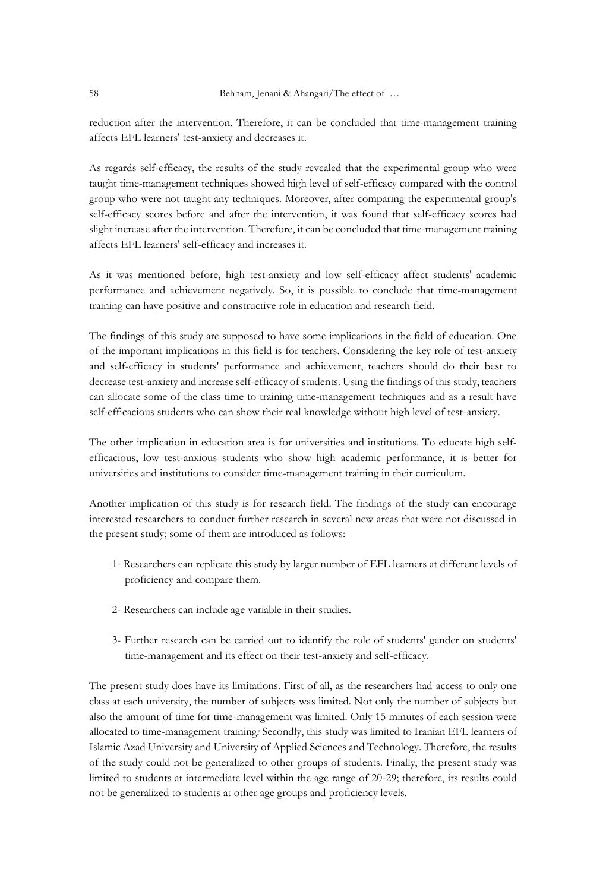reduction after the intervention. Therefore, it can be concluded that time-management training affects EFL learners' test-anxiety and decreases it.

As regards self-efficacy, the results of the study revealed that the experimental group who were taught time-management techniques showed high level of self-efficacy compared with the control group who were not taught any techniques. Moreover, after comparing the experimental group's self-efficacy scores before and after the intervention, it was found that self-efficacy scores had slight increase after the intervention. Therefore, it can be concluded that time-management training affects EFL learners' self-efficacy and increases it.

As it was mentioned before, high test-anxiety and low self-efficacy affect students' academic performance and achievement negatively. So, it is possible to conclude that time-management training can have positive and constructive role in education and research field.

The findings of this study are supposed to have some implications in the field of education. One of the important implications in this field is for teachers. Considering the key role of test-anxiety and self-efficacy in students' performance and achievement, teachers should do their best to decrease test-anxiety and increase self-efficacy of students. Using the findings of this study, teachers can allocate some of the class time to training time-management techniques and as a result have self-efficacious students who can show their real knowledge without high level of test-anxiety.

The other implication in education area is for universities and institutions. To educate high self-efficacious, low test-anxious students who show high academic performance, it is better for universities and institutions to consider time-management training in their curriculum.

Another implication of this study is for research field. The findings of the study can encourage interested researchers to conduct further research in several new areas that were not discussed in the present study; some of them are introduced as follows:

1- Researchers can replicate this study by larger number of EFL learners at different levels of proficiency and compare them.

2- Researchers can include age variable in their studies.

3- Further research can be carried out to identify the role of students' gender on students' time-management and its effect on their test-anxiety and self-efficacy.

The present study does have its limitations. First of all, as the researchers had access to only one class at each university, the number of subjects was limited. Not only the number of subjects but also the amount of time for time-management was limited. Only 15 minutes of each session were allocated to time-management training*:* Secondly, this study was limited to Iranian EFL learners of Islamic Azad University and University of Applied Sciences and Technology. Therefore, the results of the study could not be generalized to other groups of students. Finally, the present study was limited to students at intermediate level within the age range of 20-29; therefore, its results could not be generalized to students at other age groups and proficiency levels.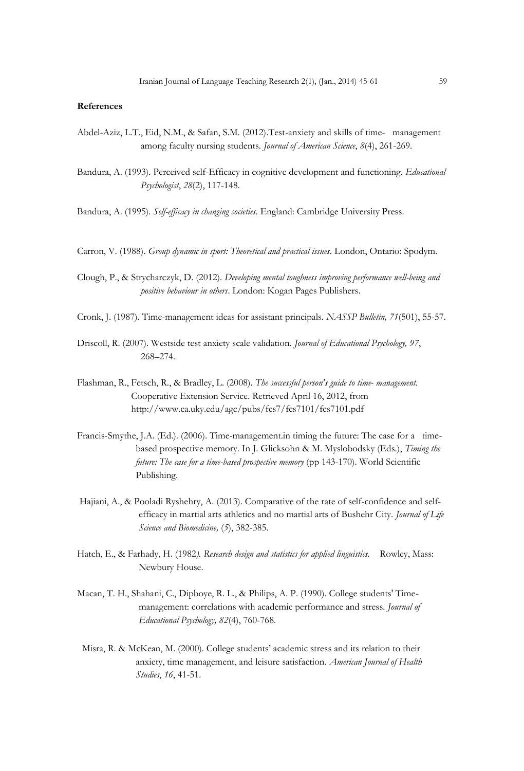**References**

Abdel-Aziz, L.T., Eid, N.M., & Safan, S.M. (2012).Test-anxiety and skills of time- management among faculty nursing students. *Journal of American Science*, *8*(4), 261-269.

Bandura, A. (1993). Perceived self-Efficacy in cognitive development and functioning. *Educational Psychologist*, *28*(2), 117-148.

Bandura, A. (1995). *Self-efficacy in changing societies*. England: Cambridge University Press.

Carron, V. (1988). *Group dynamic in sport: Theoretical and practical issues*. London, Ontario: Spodym.

Clough, P., & Strycharczyk, D. (2012). *Developing mental toughness improving performance well-being and positive behaviour in others*. London: Kogan Pages Publishers.

Cronk, J. (1987). Time-management ideas for assistant principals. *NASSP Bulletin, 71*(501), 55-57.

Driscoll, R. (2007). Westside test anxiety scale validation. *Journal of Educational Psychology, 97*, 268–274.

Flashman, R., Fetsch, R., & Bradley, L. (2008). *The successful person's guide to time- management.* Cooperative Extension Service. Retrieved April 16, 2012, from http://www.ca.uky.edu/agc/pubs/fcs7/fcs7101/fcs7101.pdf

Francis-Smythe, J.A. (Ed.). (2006). Time-management.in timing the future: The case for a time-based prospective memory. In J. Glicksohn & M. Myslobodsky (Eds.), *Timing the future: The case for a time-based prospective memory* (pp 143-170). World Scientific Publishing.

Hajiani, A., & Pooladi Ryshehry, A. (2013). Comparative of the rate of self-confidence and self-efficacy in martial arts athletics and no martial arts of Bushehr City. *Journal of Life Science and Biomedicine,* (*5*), 382-385.

Hatch, E., & Farhady, H. (1982*). Research design and statistics for applied linguistics.* Rowley, Mass: Newbury House.

Macan, T. H., Shahani, C., Dipboye, R. L., & Philips, A. P. (1990). College students' Time-management: correlations with academic performance and stress. *Journal of Educational Psychology, 82*(4), 760-768.

Misra, R. & McKean, M. (2000). College students' academic stress and its relation to their anxiety, time management, and leisure satisfaction. *American Journal of Health Studies*, *16*, 41-51.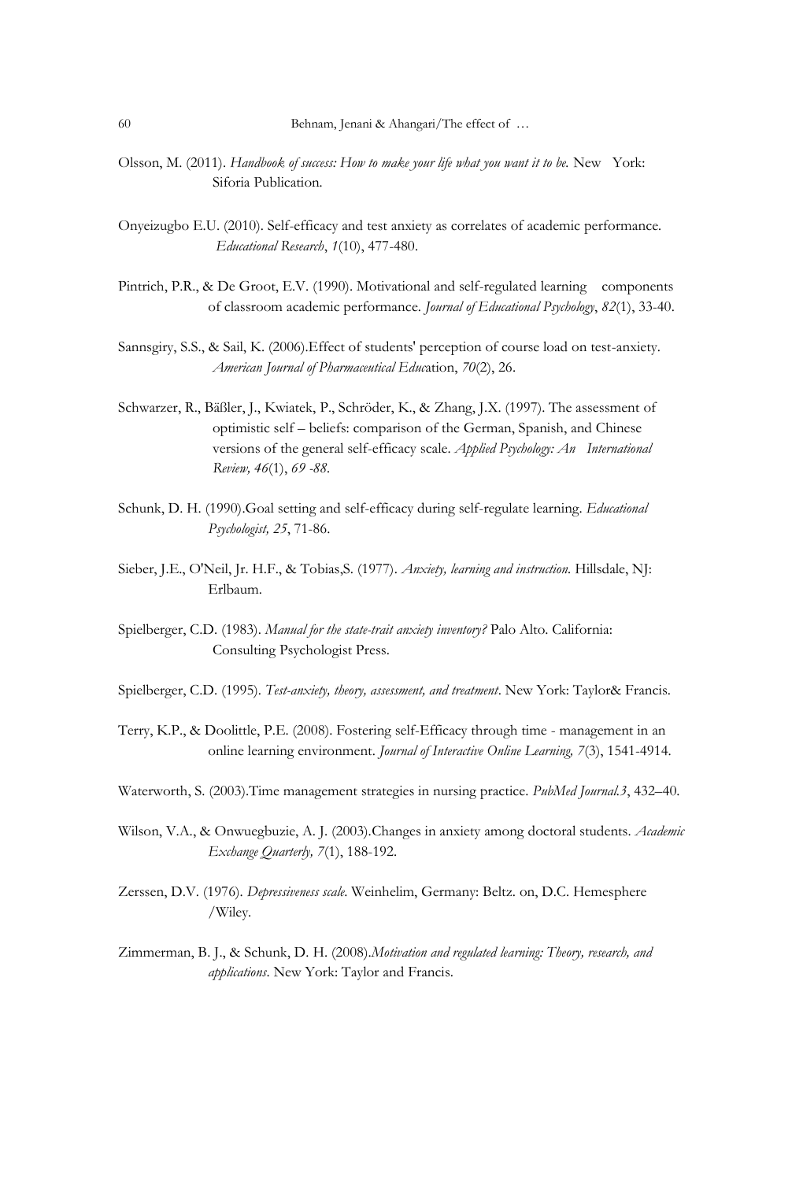Olsson, M. (2011). *Handbook of success: How to make your life what you want it to be.* New York: Siforia Publication.

Onyeizugbo E.U. (2010). Self-efficacy and test anxiety as correlates of academic performance. *Educational Research*, *1*(10), 477-480.

Pintrich, P.R., & De Groot, E.V. (1990). Motivational and self-regulated learning components of classroom academic performance. *Journal of Educational Psychology*, *82*(1), 33-40.

Sannsgiry, S.S., & Sail, K. (2006).Effect of students' perception of course load on test-anxiety. *American Journal of Pharmaceutical Educ*ation, *70*(2), 26.

Schwarzer, R., Bäßler, J., Kwiatek, P., Schröder, K., & Zhang, J.X. (1997). The assessment of optimistic self – beliefs: comparison of the German, Spanish, and Chinese versions of the general self-efficacy scale. *Applied Psychology: An International Review, 46*(1), *69 -88*.

Schunk, D. H. (1990).Goal setting and self-efficacy during self-regulate learning. *Educational Psychologist, 25*, 71-86.

Sieber, J.E., O'Neil, Jr. H.F., & Tobias,S. (1977). *Anxiety, learning and instruction.* Hillsdale, NJ: Erlbaum.

Spielberger, C.D. (1983). *Manual for the state-trait anxiety inventory?* Palo Alto. California: Consulting Psychologist Press.

Spielberger, C.D. (1995). *Test-anxiety, theory, assessment, and treatment*. New York: Taylor& Francis.

Terry, K.P., & Doolittle, P.E. (2008). Fostering self-Efficacy through time - management in an online learning environment. *Journal of Interactive Online Learning, 7*(3), 1541-4914.

Waterworth, S. (2003).Time management strategies in nursing practice. *PubMed Journal.3*, 432–40.

Wilson, V.A., & Onwuegbuzie, A. J. (2003).Changes in anxiety among doctoral students. *Academic Exchange Quarterly, 7*(1), 188-192.

Zerssen, D.V. (1976). *Depressiveness scale.* Weinhelim, Germany: Beltz. on, D.C. Hemesphere /Wiley.

Zimmerman, B. J., & Schunk, D. H. (2008).*Motivation and regulated learning: Theory, research, and applications*. New York: Taylor and Francis.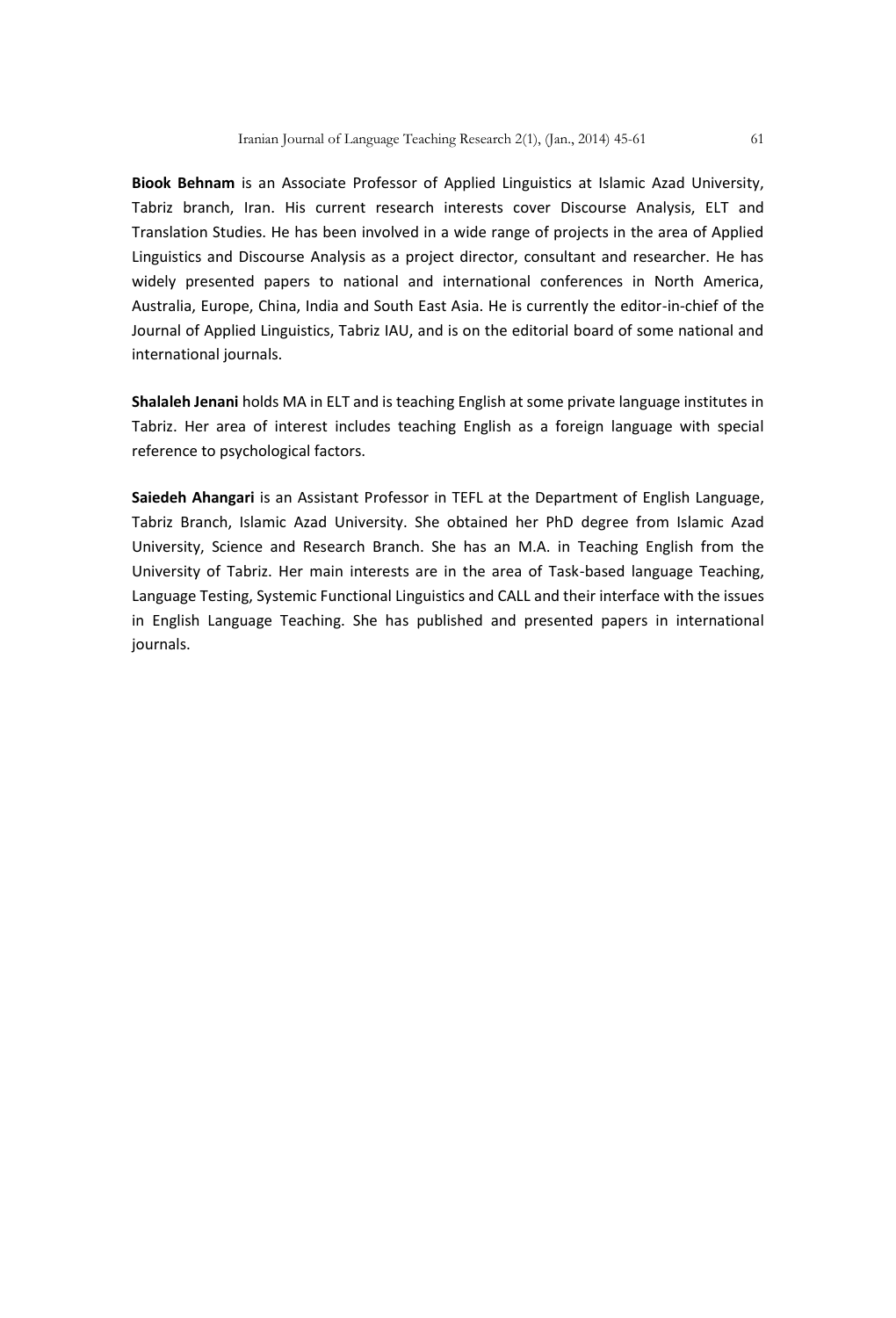**Biook Behnam** is an Associate Professor of Applied Linguistics at Islamic Azad University, Tabriz branch, Iran. His current research interests cover Discourse Analysis, ELT and Translation Studies. He has been involved in a wide range of projects in the area of Applied Linguistics and Discourse Analysis as a project director, consultant and researcher. He has widely presented papers to national and international conferences in North America, Australia, Europe, China, India and South East Asia. He is currently the editor-in-chief of the Journal of Applied Linguistics, Tabriz IAU, and is on the editorial board of some national and international journals.

**Shalaleh Jenani** holds MA in ELT and is teaching English at some private language institutes in Tabriz. Her area of interest includes teaching English as a foreign language with special reference to psychological factors.

**Saiedeh Ahangari** is an Assistant Professor in TEFL at the Department of English Language, Tabriz Branch, Islamic Azad University. She obtained her PhD degree from Islamic Azad University, Science and Research Branch. She has an M.A. in Teaching English from the University of Tabriz. Her main interests are in the area of Task-based language Teaching, Language Testing, Systemic Functional Linguistics and CALL and their interface with the issues in English Language Teaching. She has published and presented papers in international journals.